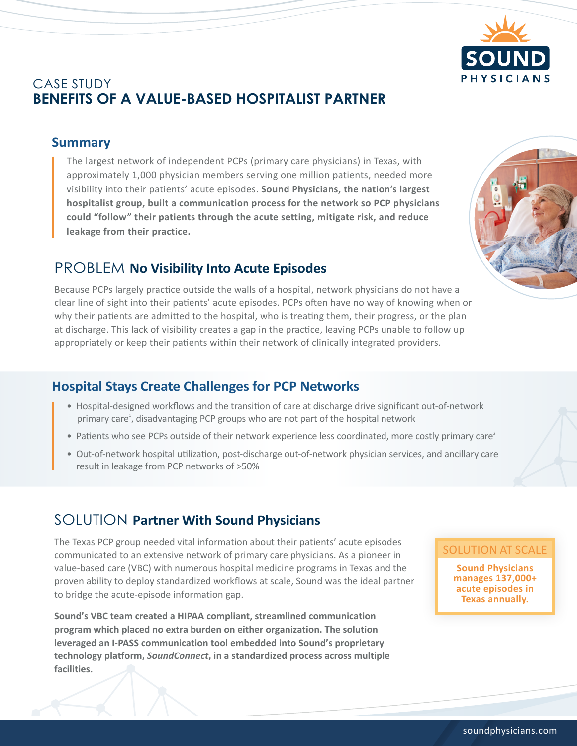# CASE STUDY
# BENEFITS OF A VALUE-BASED HOSPITALIST PARTNER

SOUND PHYSICIANS

## Summary

The largest network of independent PCPs (primary care physicians) in Texas, with approximately 1,000 physician members serving one million patients, needed more visibility into their patients' acute episodes. **Sound Physicians, the nation's largest hospitalist group, built a communication process for the network so PCP physicians could "follow" their patients through the acute setting, mitigate risk, and reduce leakage from their practice.**

## PROBLEM **No Visibility Into Acute Episodes**

Because PCPs largely practice outside the walls of a hospital, network physicians do not have a clear line of sight into their patients' acute episodes. PCPs often have no way of knowing when or why their patients are admitted to the hospital, who is treating them, their progress, or the plan at discharge. This lack of visibility creates a gap in the practice, leaving PCPs unable to follow up appropriately or keep their patients within their network of clinically integrated providers.

## Hospital Stays Create Challenges for PCP Networks

- Hospital-designed workflows and the transition of care at discharge drive significant out-of-network primary care[1], disadvantaging PCP groups who are not part of the hospital network
- Patients who see PCPs outside of their network experience less coordinated, more costly primary care[2]
- Out-of-network hospital utilization, post-discharge out-of-network physician services, and ancillary care result in leakage from PCP networks of >50%

## SOLUTION **Partner With Sound Physicians**

The Texas PCP group needed vital information about their patients' acute episodes communicated to an extensive network of primary care physicians. As a pioneer in value-based care (VBC) with numerous hospital medicine programs in Texas and the proven ability to deploy standardized workflows at scale, Sound was the ideal partner to bridge the acute-episode information gap.

**Sound's VBC team created a HIPAA compliant, streamlined communication program which placed no extra burden on either organization. The solution leveraged an I-PASS communication tool embedded into Sound's proprietary technology platform, *SoundConnect*, in a standardized process across multiple facilities.**

> **SOLUTION AT SCALE**
>
> **Sound Physicians manages 137,000+ acute episodes in Texas annually.**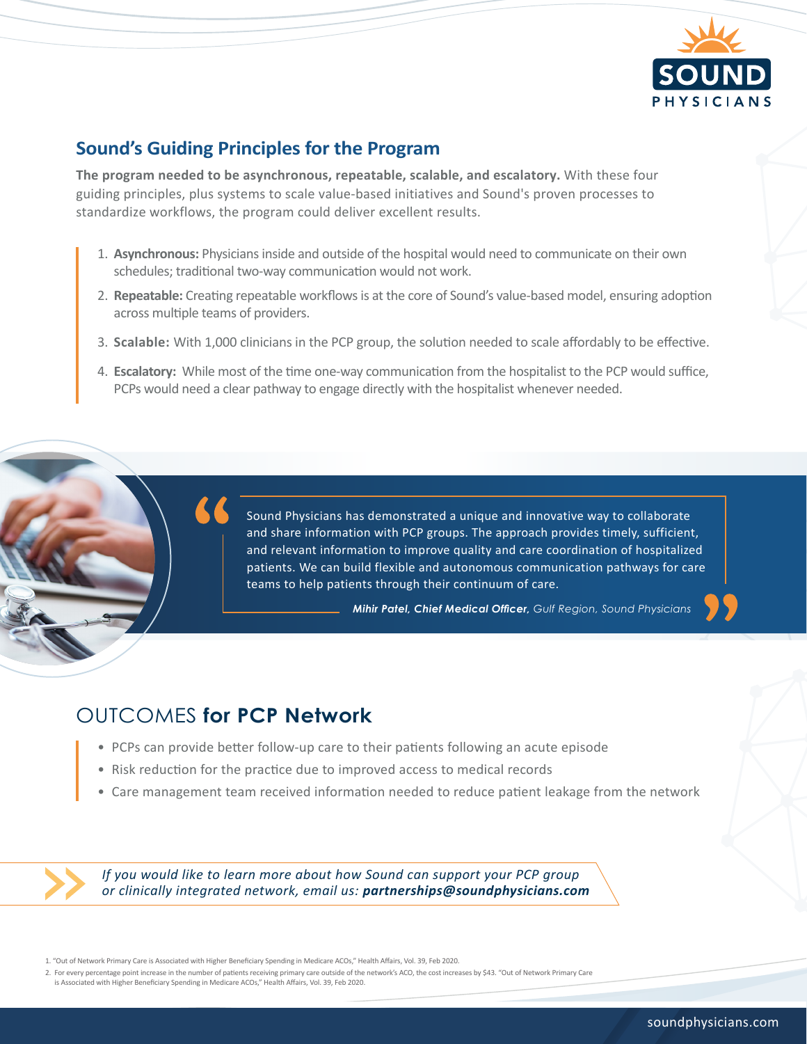## Sound's Guiding Principles for the Program

**The program needed to be asynchronous, repeatable, scalable, and escalatory.** With these four guiding principles, plus systems to scale value-based initiatives and Sound's proven processes to standardize workflows, the program could deliver excellent results.

1. **Asynchronous:** Physicians inside and outside of the hospital would need to communicate on their own schedules; traditional two-way communication would not work.
2. **Repeatable:** Creating repeatable workflows is at the core of Sound's value-based model, ensuring adoption across multiple teams of providers.
3. **Scalable:** With 1,000 clinicians in the PCP group, the solution needed to scale affordably to be effective.
4. **Escalatory:** While most of the time one-way communication from the hospitalist to the PCP would suffice, PCPs would need a clear pathway to engage directly with the hospitalist whenever needed.

> "Sound Physicians has demonstrated a unique and innovative way to collaborate and share information with PCP groups. The approach provides timely, sufficient, and relevant information to improve quality and care coordination of hospitalized patients. We can build flexible and autonomous communication pathways for care teams to help patients through their continuum of care."
>
> ***Mihir Patel, Chief Medical Officer,*** *Gulf Region, Sound Physicians*

## OUTCOMES **for PCP Network**

- PCPs can provide better follow-up care to their patients following an acute episode
- Risk reduction for the practice due to improved access to medical records
- Care management team received information needed to reduce patient leakage from the network

*If you would like to learn more about how Sound can support your PCP group or clinically integrated network, email us:* ***partnerships@soundphysicians.com***

1. "Out of Network Primary Care is Associated with Higher Beneficiary Spending in Medicare ACOs," Health Affairs, Vol. 39, Feb 2020.
2. For every percentage point increase in the number of patients receiving primary care outside of the network's ACO, the cost increases by $43. "Out of Network Primary Care is Associated with Higher Beneficiary Spending in Medicare ACOs," Health Affairs, Vol. 39, Feb 2020.

soundphysicians.com